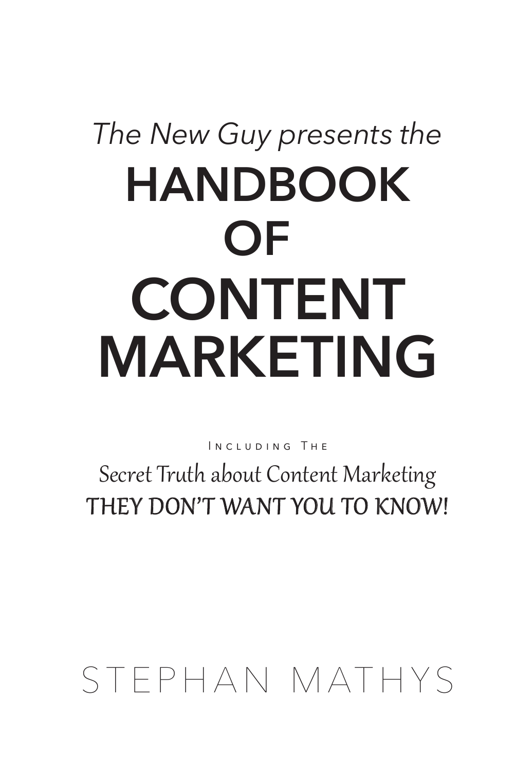*The New Guy presents the*

# HANDBOOK OF CONTENT MARKETING

Including The

*Secret Truth about Content Marketing*

THEY DON'T WANT YOU TO KNOW!

STEPHAN MATHYS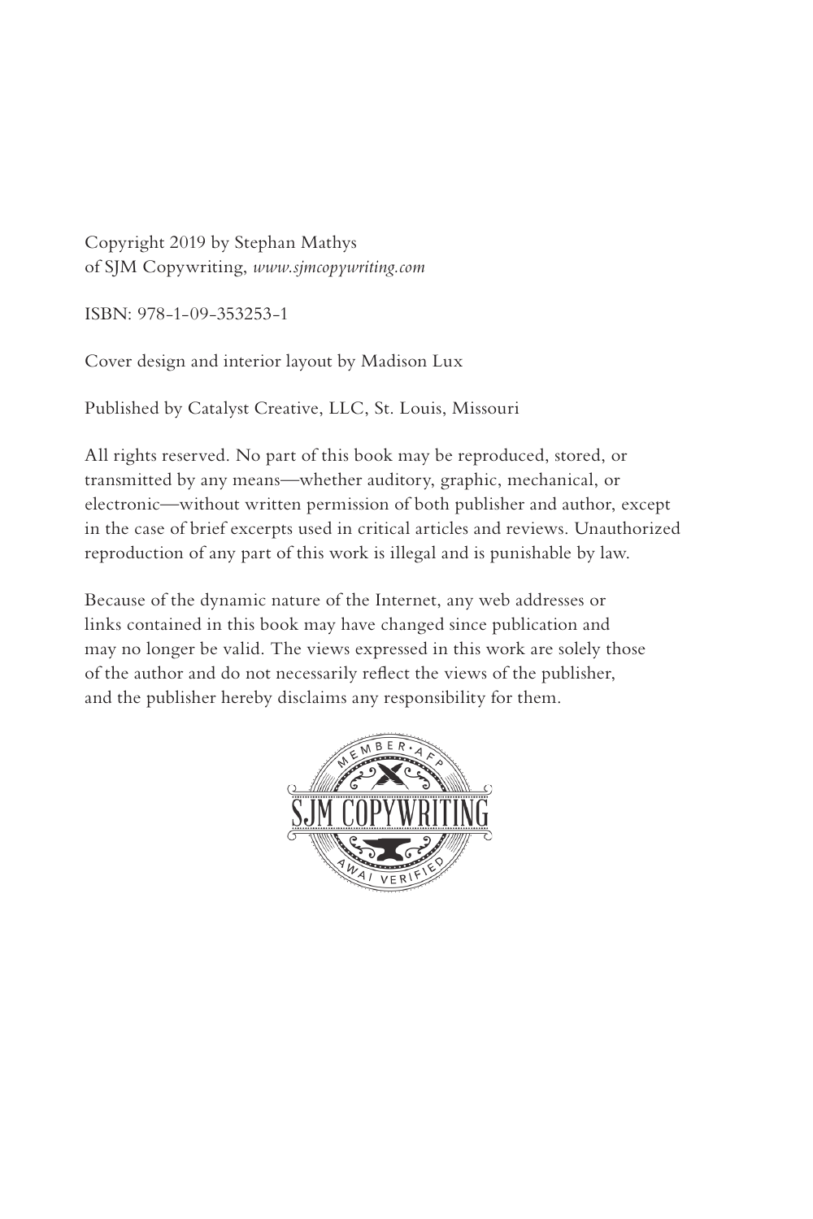Copyright 2019 by Stephan Mathys
of SJM Copywriting, *www.sjmcopywriting.com*

ISBN: 978-1-09-353253-1

Cover design and interior layout by Madison Lux

Published by Catalyst Creative, LLC, St. Louis, Missouri

All rights reserved. No part of this book may be reproduced, stored, or transmitted by any means—whether auditory, graphic, mechanical, or electronic—without written permission of both publisher and author, except in the case of brief excerpts used in critical articles and reviews. Unauthorized reproduction of any part of this work is illegal and is punishable by law.

Because of the dynamic nature of the Internet, any web addresses or links contained in this book may have changed since publication and may no longer be valid. The views expressed in this work are solely those of the author and do not necessarily reflect the views of the publisher, and the publisher hereby disclaims any responsibility for them.

MEMBER • AFP
SJM COPYWRITING
AWAI VERIFIED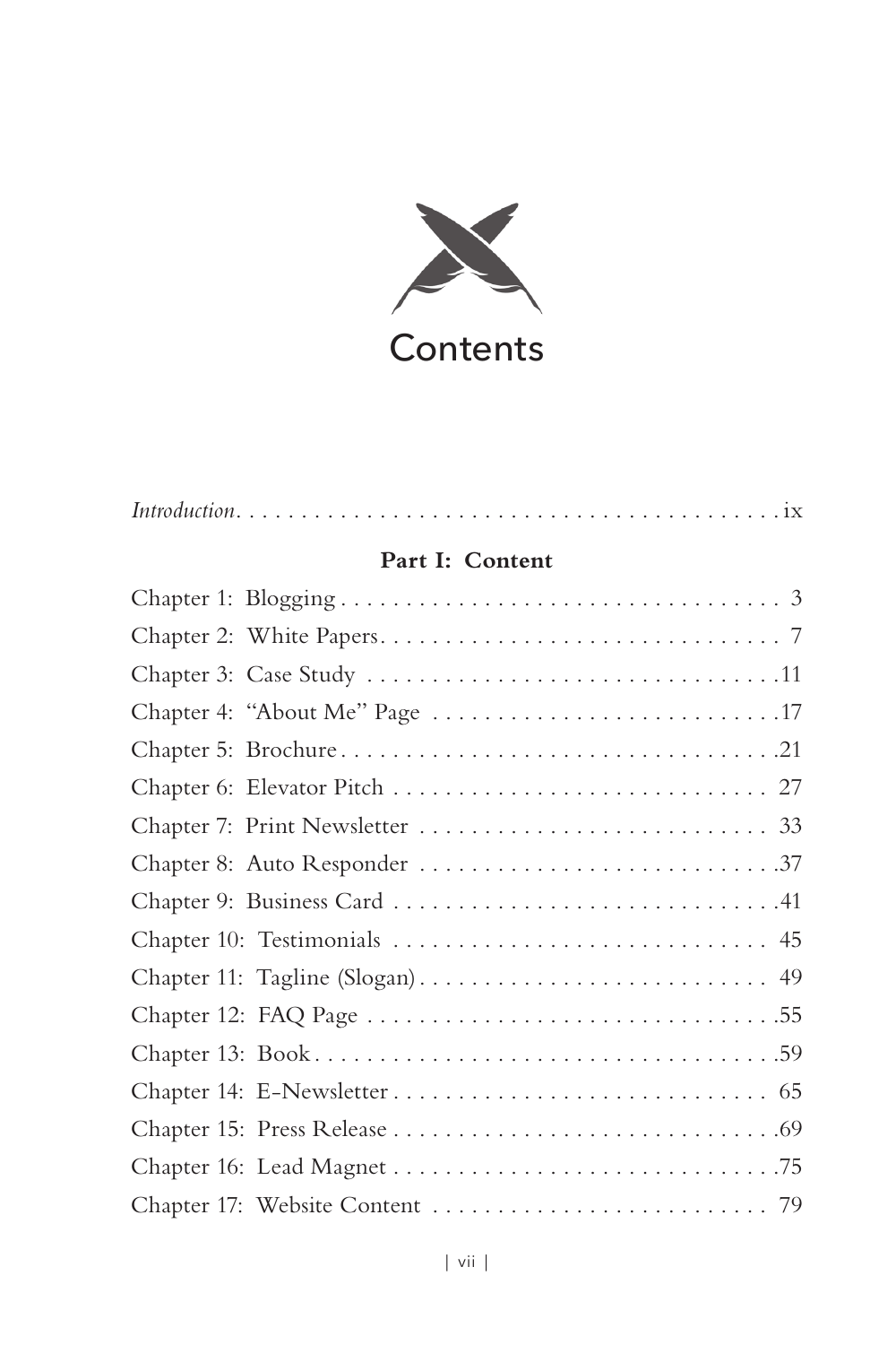# Contents

*Introduction* . . . . . . . . . . . . . . . . . . . . . . . . . . . . . . . . . . . . . . . . . ix

**Part I: Content**

Chapter 1: Blogging . . . . . . . . . . . . . . . . . . . . . . . . . . . . . . . . . 3

Chapter 2: White Papers . . . . . . . . . . . . . . . . . . . . . . . . . . . . . . 7

Chapter 3: Case Study . . . . . . . . . . . . . . . . . . . . . . . . . . . . . . . 11

Chapter 4: "About Me" Page . . . . . . . . . . . . . . . . . . . . . . . . . . . 17

Chapter 5: Brochure . . . . . . . . . . . . . . . . . . . . . . . . . . . . . . . . 21

Chapter 6: Elevator Pitch . . . . . . . . . . . . . . . . . . . . . . . . . . . . 27

Chapter 7: Print Newsletter . . . . . . . . . . . . . . . . . . . . . . . . . . . 33

Chapter 8: Auto Responder . . . . . . . . . . . . . . . . . . . . . . . . . . . 37

Chapter 9: Business Card . . . . . . . . . . . . . . . . . . . . . . . . . . . . 41

Chapter 10: Testimonials . . . . . . . . . . . . . . . . . . . . . . . . . . . . 45

Chapter 11: Tagline (Slogan) . . . . . . . . . . . . . . . . . . . . . . . . . . 49

Chapter 12: FAQ Page . . . . . . . . . . . . . . . . . . . . . . . . . . . . . . . 55

Chapter 13: Book . . . . . . . . . . . . . . . . . . . . . . . . . . . . . . . . . . 59

Chapter 14: E-Newsletter . . . . . . . . . . . . . . . . . . . . . . . . . . . . 65

Chapter 15: Press Release . . . . . . . . . . . . . . . . . . . . . . . . . . . . 69

Chapter 16: Lead Magnet . . . . . . . . . . . . . . . . . . . . . . . . . . . . 75

Chapter 17: Website Content . . . . . . . . . . . . . . . . . . . . . . . . . . 79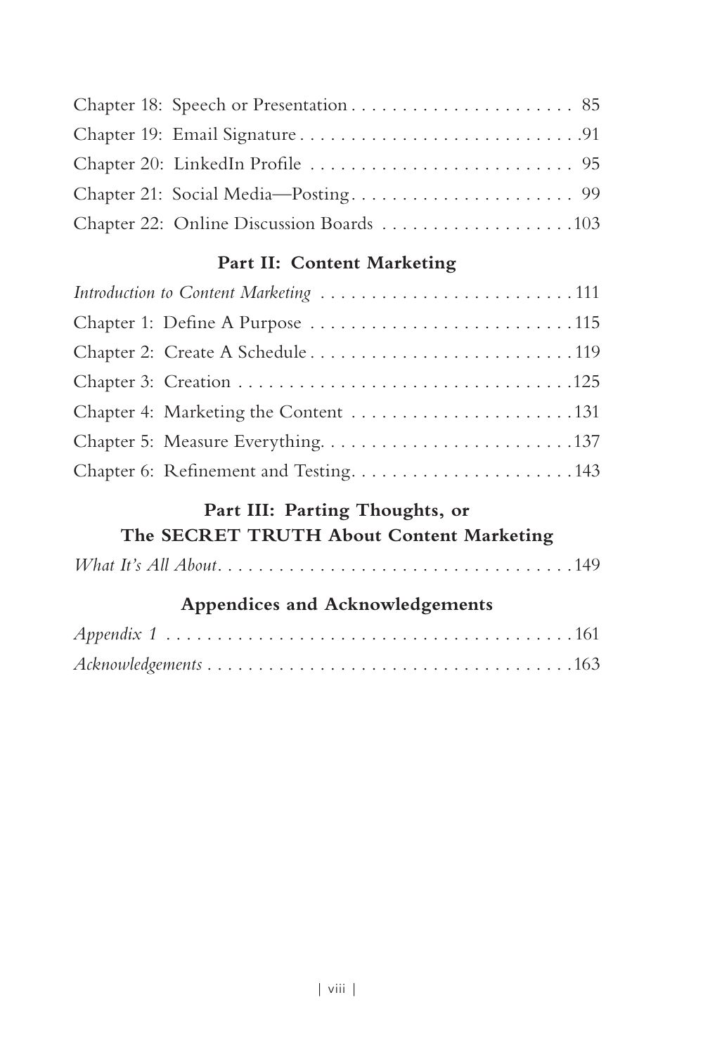Chapter 18: Speech or Presentation . . . . . . . . . . . . . . . . . . . . . . 85
Chapter 19: Email Signature . . . . . . . . . . . . . . . . . . . . . . . . . . . .91
Chapter 20: LinkedIn Profile . . . . . . . . . . . . . . . . . . . . . . . . . . 95
Chapter 21: Social Media—Posting . . . . . . . . . . . . . . . . . . . . . . . 99
Chapter 22: Online Discussion Boards . . . . . . . . . . . . . . . . . . .103

## Part II: Content Marketing

*Introduction to Content Marketing* . . . . . . . . . . . . . . . . . . . . . . . . . .111
Chapter 1: Define A Purpose . . . . . . . . . . . . . . . . . . . . . . . . . . .115
Chapter 2: Create A Schedule . . . . . . . . . . . . . . . . . . . . . . . . . . .119
Chapter 3: Creation . . . . . . . . . . . . . . . . . . . . . . . . . . . . . . . . .125
Chapter 4: Marketing the Content . . . . . . . . . . . . . . . . . . . . . . .131
Chapter 5: Measure Everything. . . . . . . . . . . . . . . . . . . . . . . . . .137
Chapter 6: Refinement and Testing. . . . . . . . . . . . . . . . . . . . . . .143

## Part III: Parting Thoughts, or The SECRET TRUTH About Content Marketing

*What It's All About*. . . . . . . . . . . . . . . . . . . . . . . . . . . . . . . . . . . .149

## Appendices and Acknowledgements

*Appendix 1* . . . . . . . . . . . . . . . . . . . . . . . . . . . . . . . . . . . . . . . .161
*Acknowledgements* . . . . . . . . . . . . . . . . . . . . . . . . . . . . . . . . . . . .163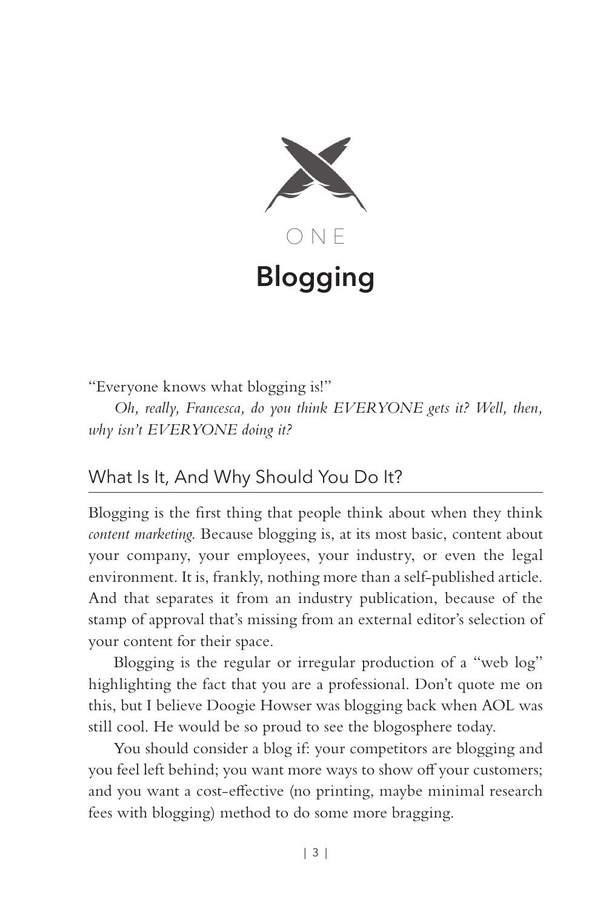# ONE

# Blogging

"Everyone knows what blogging is!"

*Oh, really, Francesca, do you think EVERYONE gets it? Well, then, why isn't EVERYONE doing it?*

## What Is It, And Why Should You Do It?

Blogging is the first thing that people think about when they think *content marketing*. Because blogging is, at its most basic, content about your company, your employees, your industry, or even the legal environment. It is, frankly, nothing more than a self-published article. And that separates it from an industry publication, because of the stamp of approval that's missing from an external editor's selection of your content for their space.

Blogging is the regular or irregular production of a "web log" highlighting the fact that you are a professional. Don't quote me on this, but I believe Doogie Howser was blogging back when AOL was still cool. He would be so proud to see the blogosphere today.

You should consider a blog if: your competitors are blogging and you feel left behind; you want more ways to show off your customers; and you want a cost-effective (no printing, maybe minimal research fees with blogging) method to do some more bragging.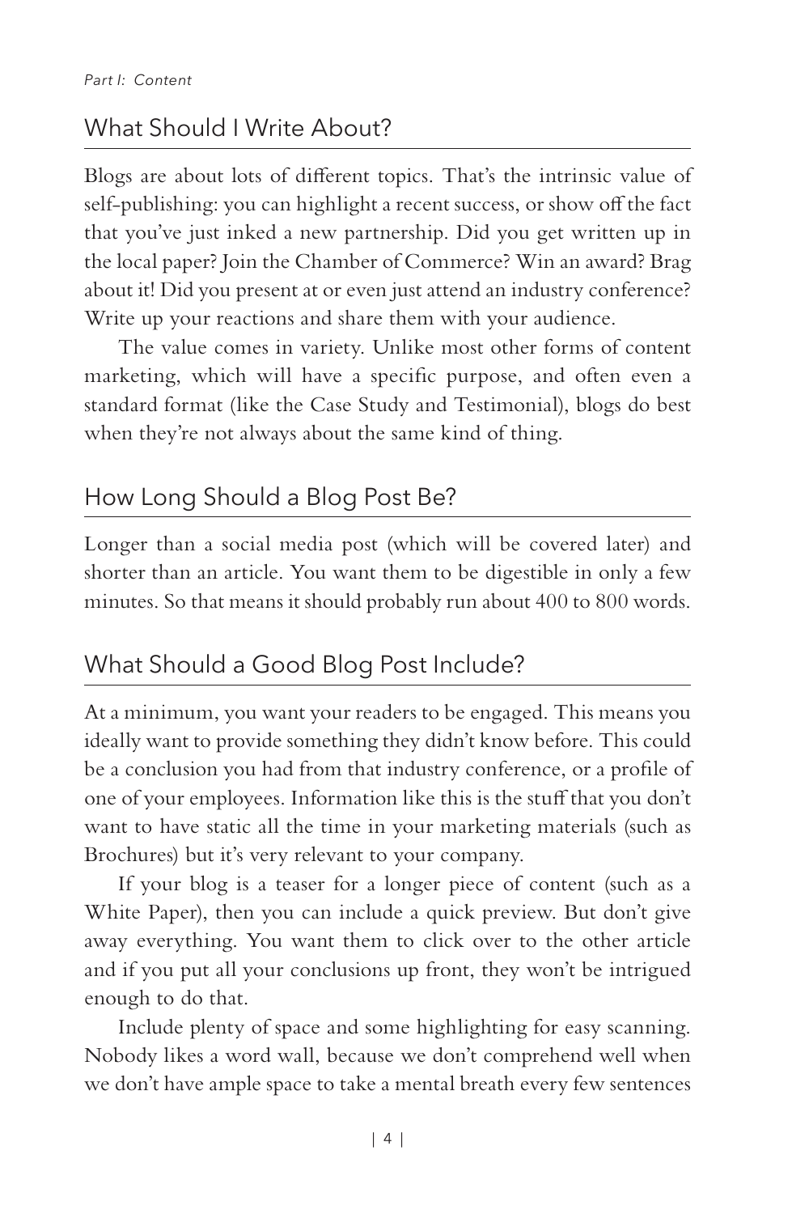## What Should I Write About?

Blogs are about lots of different topics. That's the intrinsic value of self-publishing: you can highlight a recent success, or show off the fact that you've just inked a new partnership. Did you get written up in the local paper? Join the Chamber of Commerce? Win an award? Brag about it! Did you present at or even just attend an industry conference? Write up your reactions and share them with your audience.

The value comes in variety. Unlike most other forms of content marketing, which will have a specific purpose, and often even a standard format (like the Case Study and Testimonial), blogs do best when they're not always about the same kind of thing.

## How Long Should a Blog Post Be?

Longer than a social media post (which will be covered later) and shorter than an article. You want them to be digestible in only a few minutes. So that means it should probably run about 400 to 800 words.

## What Should a Good Blog Post Include?

At a minimum, you want your readers to be engaged. This means you ideally want to provide something they didn't know before. This could be a conclusion you had from that industry conference, or a profile of one of your employees. Information like this is the stuff that you don't want to have static all the time in your marketing materials (such as Brochures) but it's very relevant to your company.

If your blog is a teaser for a longer piece of content (such as a White Paper), then you can include a quick preview. But don't give away everything. You want them to click over to the other article and if you put all your conclusions up front, they won't be intrigued enough to do that.

Include plenty of space and some highlighting for easy scanning. Nobody likes a word wall, because we don't comprehend well when we don't have ample space to take a mental breath every few sentences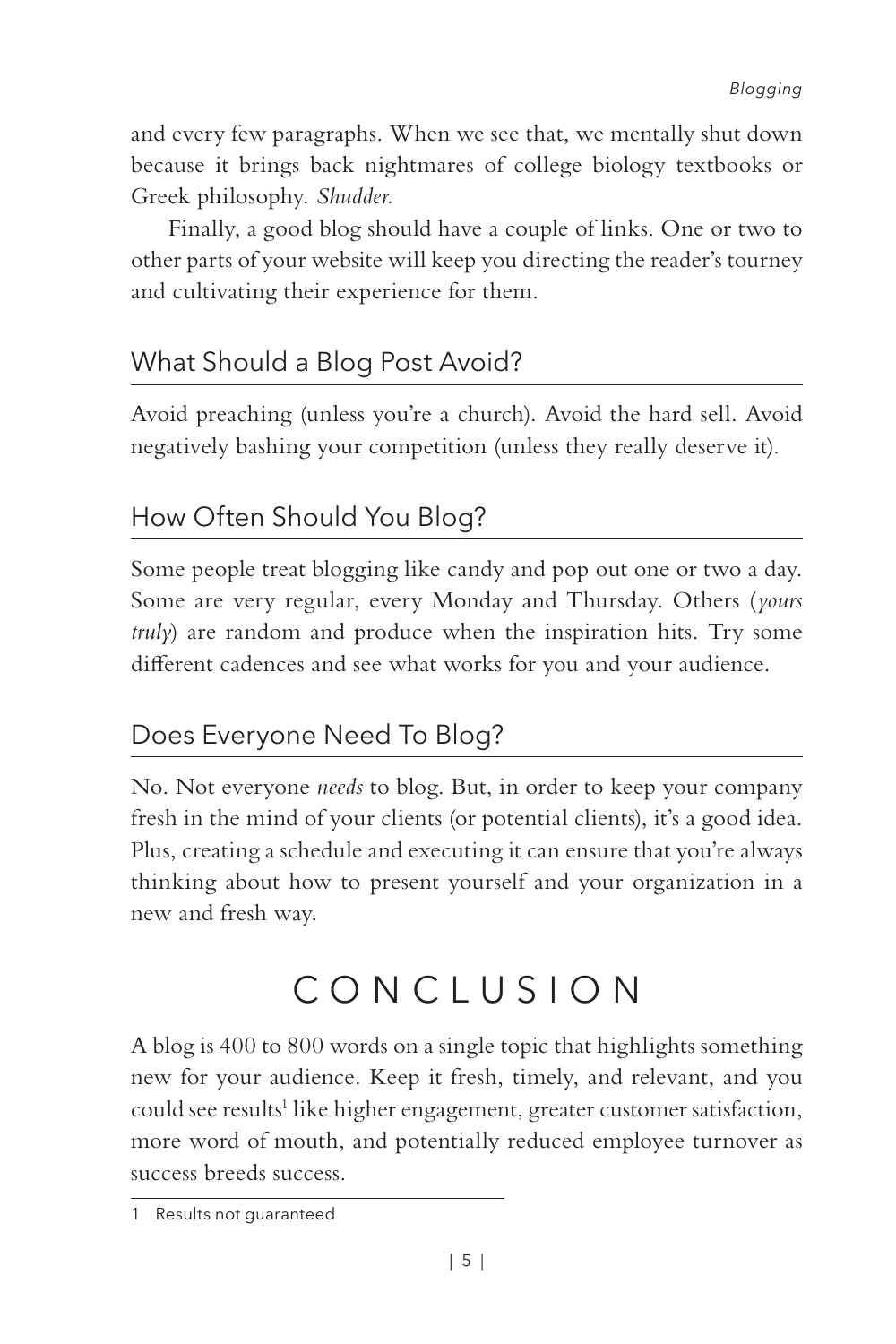and every few paragraphs. When we see that, we mentally shut down because it brings back nightmares of college biology textbooks or Greek philosophy. *Shudder.*

Finally, a good blog should have a couple of links. One or two to other parts of your website will keep you directing the reader's tourney and cultivating their experience for them.

## What Should a Blog Post Avoid?

Avoid preaching (unless you're a church). Avoid the hard sell. Avoid negatively bashing your competition (unless they really deserve it).

## How Often Should You Blog?

Some people treat blogging like candy and pop out one or two a day. Some are very regular, every Monday and Thursday. Others (*yours truly*) are random and produce when the inspiration hits. Try some different cadences and see what works for you and your audience.

## Does Everyone Need To Blog?

No. Not everyone *needs* to blog. But, in order to keep your company fresh in the mind of your clients (or potential clients), it's a good idea. Plus, creating a schedule and executing it can ensure that you're always thinking about how to present yourself and your organization in a new and fresh way.

# CONCLUSION

A blog is 400 to 800 words on a single topic that highlights something new for your audience. Keep it fresh, timely, and relevant, and you could see results[1] like higher engagement, greater customer satisfaction, more word of mouth, and potentially reduced employee turnover as success breeds success.

1 Results not guaranteed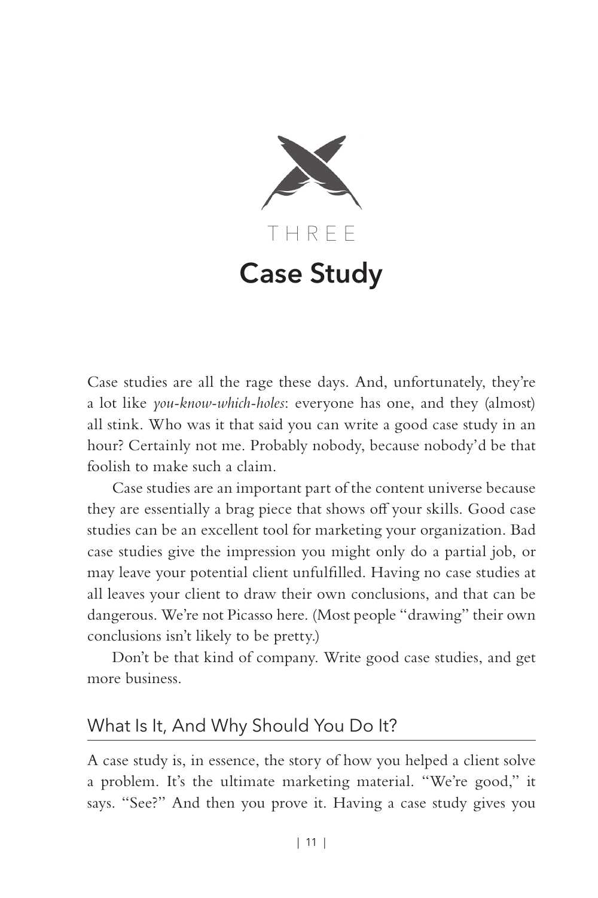# THREE

# Case Study

Case studies are all the rage these days. And, unfortunately, they're a lot like *you-know-which-holes*: everyone has one, and they (almost) all stink. Who was it that said you can write a good case study in an hour? Certainly not me. Probably nobody, because nobody'd be that foolish to make such a claim.

Case studies are an important part of the content universe because they are essentially a brag piece that shows off your skills. Good case studies can be an excellent tool for marketing your organization. Bad case studies give the impression you might only do a partial job, or may leave your potential client unfulfilled. Having no case studies at all leaves your client to draw their own conclusions, and that can be dangerous. We're not Picasso here. (Most people "drawing" their own conclusions isn't likely to be pretty.)

Don't be that kind of company. Write good case studies, and get more business.

## What Is It, And Why Should You Do It?

A case study is, in essence, the story of how you helped a client solve a problem. It's the ultimate marketing material. "We're good," it says. "See?" And then you prove it. Having a case study gives you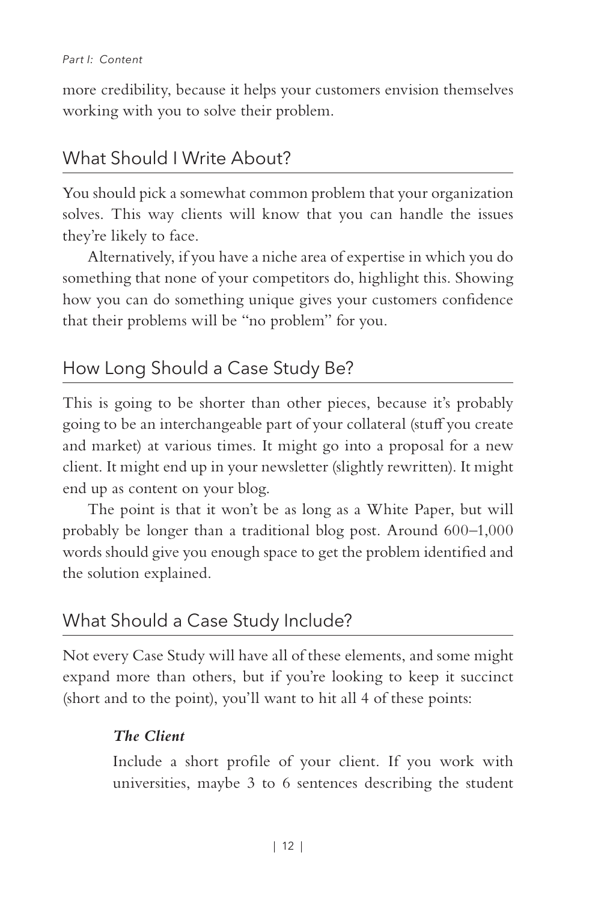more credibility, because it helps your customers envision themselves working with you to solve their problem.

## What Should I Write About?

You should pick a somewhat common problem that your organization solves. This way clients will know that you can handle the issues they're likely to face.

Alternatively, if you have a niche area of expertise in which you do something that none of your competitors do, highlight this. Showing how you can do something unique gives your customers confidence that their problems will be "no problem" for you.

## How Long Should a Case Study Be?

This is going to be shorter than other pieces, because it's probably going to be an interchangeable part of your collateral (stuff you create and market) at various times. It might go into a proposal for a new client. It might end up in your newsletter (slightly rewritten). It might end up as content on your blog.

The point is that it won't be as long as a White Paper, but will probably be longer than a traditional blog post. Around 600–1,000 words should give you enough space to get the problem identified and the solution explained.

## What Should a Case Study Include?

Not every Case Study will have all of these elements, and some might expand more than others, but if you're looking to keep it succinct (short and to the point), you'll want to hit all 4 of these points:

> ***The Client***
>
> Include a short profile of your client. If you work with universities, maybe 3 to 6 sentences describing the student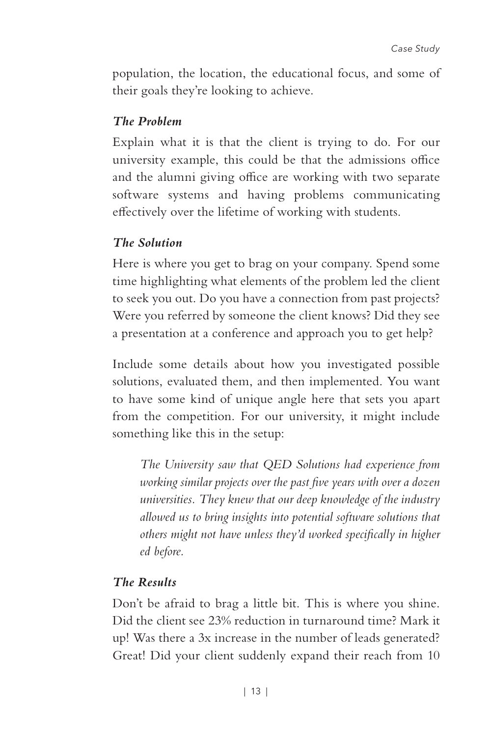population, the location, the educational focus, and some of their goals they're looking to achieve.

### *The Problem*

Explain what it is that the client is trying to do. For our university example, this could be that the admissions office and the alumni giving office are working with two separate software systems and having problems communicating effectively over the lifetime of working with students.

### *The Solution*

Here is where you get to brag on your company. Spend some time highlighting what elements of the problem led the client to seek you out. Do you have a connection from past projects? Were you referred by someone the client knows? Did they see a presentation at a conference and approach you to get help?

Include some details about how you investigated possible solutions, evaluated them, and then implemented. You want to have some kind of unique angle here that sets you apart from the competition. For our university, it might include something like this in the setup:

> *The University saw that QED Solutions had experience from working similar projects over the past five years with over a dozen universities. They knew that our deep knowledge of the industry allowed us to bring insights into potential software solutions that others might not have unless they'd worked specifically in higher ed before.*

### *The Results*

Don't be afraid to brag a little bit. This is where you shine. Did the client see 23% reduction in turnaround time? Mark it up! Was there a 3x increase in the number of leads generated? Great! Did your client suddenly expand their reach from 10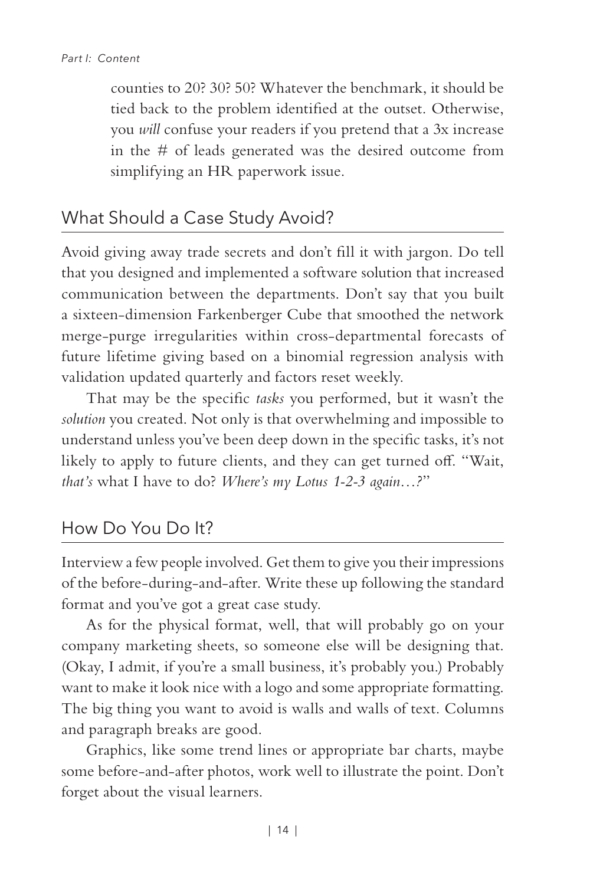counties to 20? 30? 50? Whatever the benchmark, it should be tied back to the problem identified at the outset. Otherwise, you *will* confuse your readers if you pretend that a 3x increase in the # of leads generated was the desired outcome from simplifying an HR paperwork issue.

## What Should a Case Study Avoid?

Avoid giving away trade secrets and don't fill it with jargon. Do tell that you designed and implemented a software solution that increased communication between the departments. Don't say that you built a sixteen-dimension Farkenberger Cube that smoothed the network merge-purge irregularities within cross-departmental forecasts of future lifetime giving based on a binomial regression analysis with validation updated quarterly and factors reset weekly.

That may be the specific *tasks* you performed, but it wasn't the *solution* you created. Not only is that overwhelming and impossible to understand unless you've been deep down in the specific tasks, it's not likely to apply to future clients, and they can get turned off. "Wait, *that's* what I have to do? *Where's my Lotus 1-2-3 again…?*"

## How Do You Do It?

Interview a few people involved. Get them to give you their impressions of the before-during-and-after. Write these up following the standard format and you've got a great case study.

As for the physical format, well, that will probably go on your company marketing sheets, so someone else will be designing that. (Okay, I admit, if you're a small business, it's probably you.) Probably want to make it look nice with a logo and some appropriate formatting. The big thing you want to avoid is walls and walls of text. Columns and paragraph breaks are good.

Graphics, like some trend lines or appropriate bar charts, maybe some before-and-after photos, work well to illustrate the point. Don't forget about the visual learners.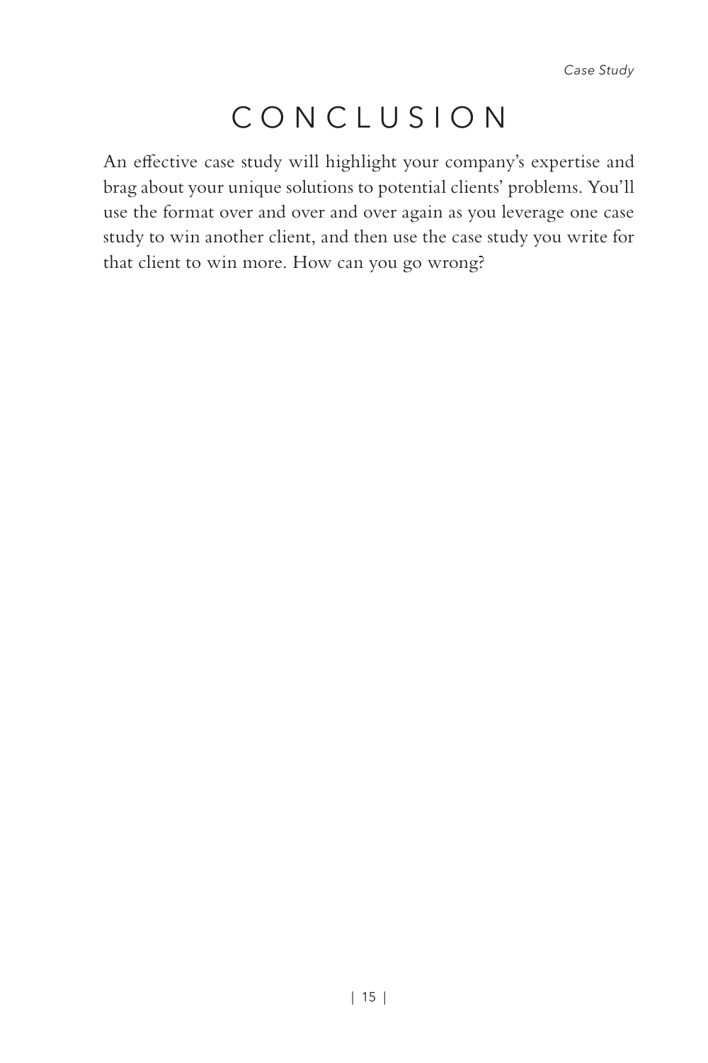# CONCLUSION

An effective case study will highlight your company's expertise and brag about your unique solutions to potential clients' problems. You'll use the format over and over and over again as you leverage one case study to win another client, and then use the case study you write for that client to win more. How can you go wrong?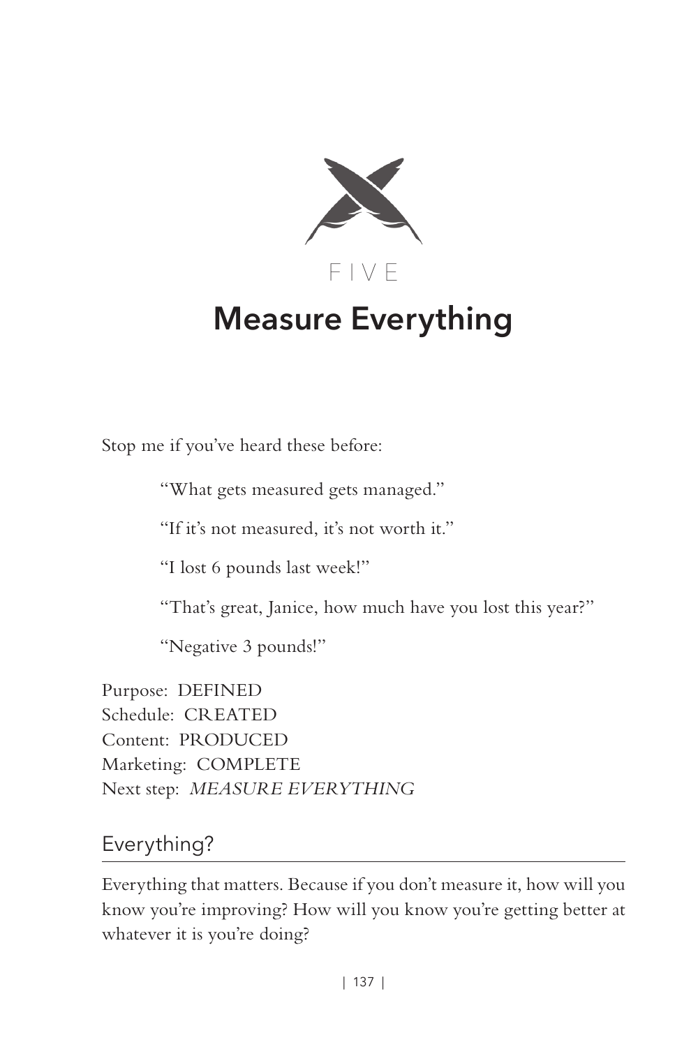FIVE

# Measure Everything

Stop me if you've heard these before:

> "What gets measured gets managed."
>
> "If it's not measured, it's not worth it."
>
> "I lost 6 pounds last week!"
>
> "That's great, Janice, how much have you lost this year?"
>
> "Negative 3 pounds!"

Purpose: DEFINED
Schedule: CREATED
Content: PRODUCED
Marketing: COMPLETE
Next step: *MEASURE EVERYTHING*

## Everything?

Everything that matters. Because if you don't measure it, how will you know you're improving? How will you know you're getting better at whatever it is you're doing?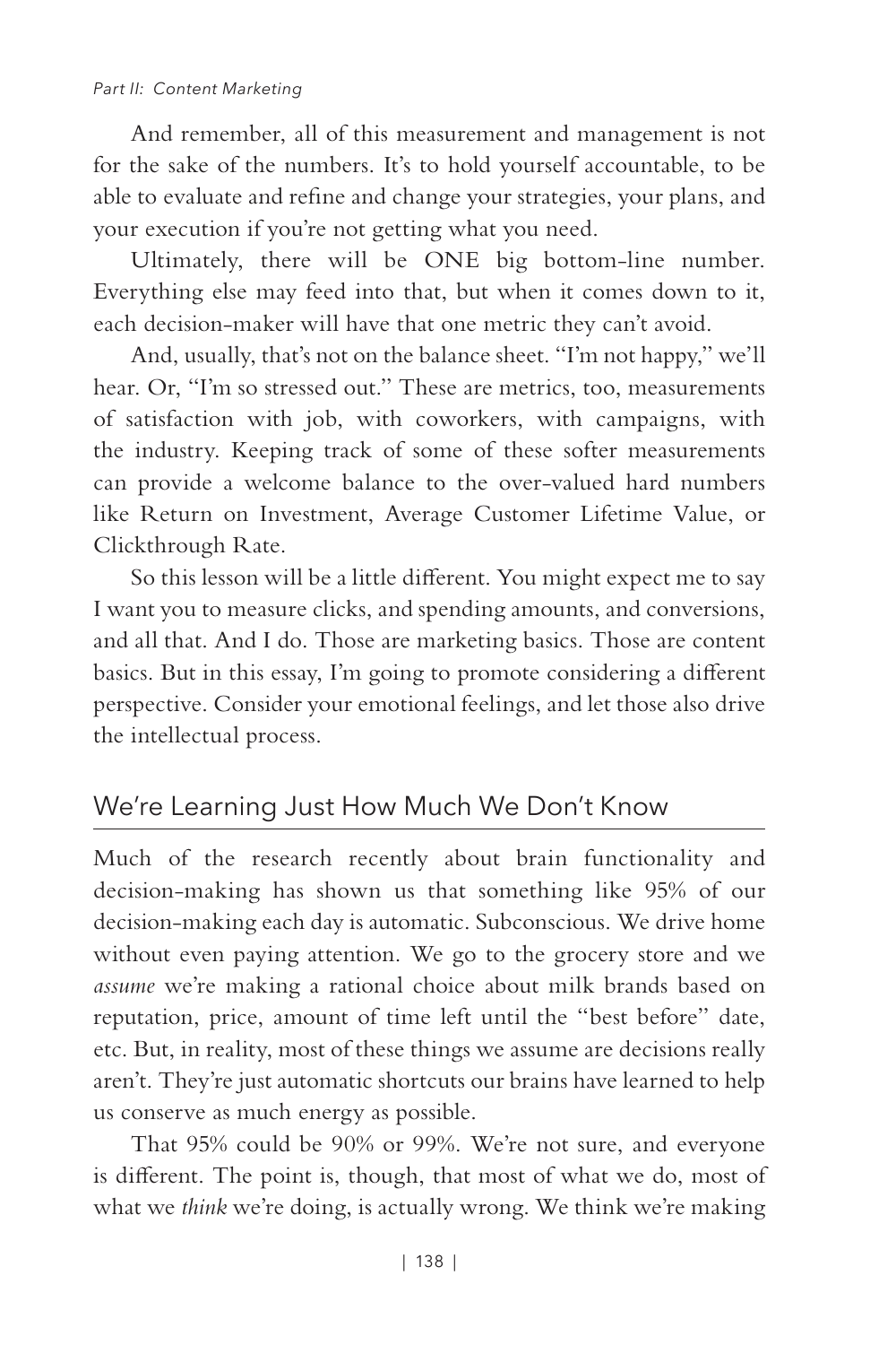And remember, all of this measurement and management is not for the sake of the numbers. It's to hold yourself accountable, to be able to evaluate and refine and change your strategies, your plans, and your execution if you're not getting what you need.

Ultimately, there will be ONE big bottom-line number. Everything else may feed into that, but when it comes down to it, each decision-maker will have that one metric they can't avoid.

And, usually, that's not on the balance sheet. "I'm not happy," we'll hear. Or, "I'm so stressed out." These are metrics, too, measurements of satisfaction with job, with coworkers, with campaigns, with the industry. Keeping track of some of these softer measurements can provide a welcome balance to the over-valued hard numbers like Return on Investment, Average Customer Lifetime Value, or Clickthrough Rate.

So this lesson will be a little different. You might expect me to say I want you to measure clicks, and spending amounts, and conversions, and all that. And I do. Those are marketing basics. Those are content basics. But in this essay, I'm going to promote considering a different perspective. Consider your emotional feelings, and let those also drive the intellectual process.

## We're Learning Just How Much We Don't Know

Much of the research recently about brain functionality and decision-making has shown us that something like 95% of our decision-making each day is automatic. Subconscious. We drive home without even paying attention. We go to the grocery store and we *assume* we're making a rational choice about milk brands based on reputation, price, amount of time left until the "best before" date, etc. But, in reality, most of these things we assume are decisions really aren't. They're just automatic shortcuts our brains have learned to help us conserve as much energy as possible.

That 95% could be 90% or 99%. We're not sure, and everyone is different. The point is, though, that most of what we do, most of what we *think* we're doing, is actually wrong. We think we're making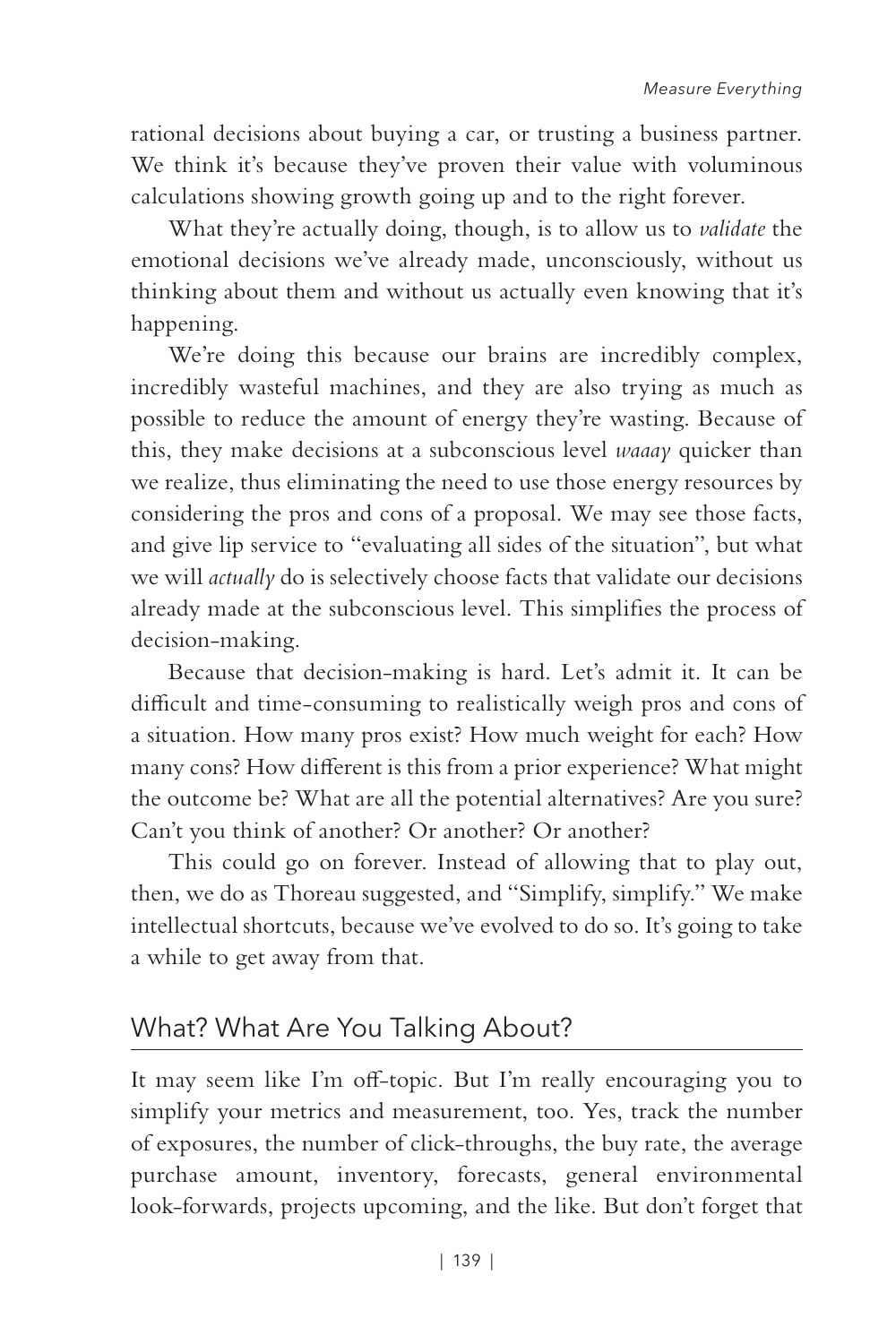rational decisions about buying a car, or trusting a business partner. We think it's because they've proven their value with voluminous calculations showing growth going up and to the right forever.

What they're actually doing, though, is to allow us to *validate* the emotional decisions we've already made, unconsciously, without us thinking about them and without us actually even knowing that it's happening.

We're doing this because our brains are incredibly complex, incredibly wasteful machines, and they are also trying as much as possible to reduce the amount of energy they're wasting. Because of this, they make decisions at a subconscious level *waaay* quicker than we realize, thus eliminating the need to use those energy resources by considering the pros and cons of a proposal. We may see those facts, and give lip service to "evaluating all sides of the situation", but what we will *actually* do is selectively choose facts that validate our decisions already made at the subconscious level. This simplifies the process of decision-making.

Because that decision-making is hard. Let's admit it. It can be difficult and time-consuming to realistically weigh pros and cons of a situation. How many pros exist? How much weight for each? How many cons? How different is this from a prior experience? What might the outcome be? What are all the potential alternatives? Are you sure? Can't you think of another? Or another? Or another?

This could go on forever. Instead of allowing that to play out, then, we do as Thoreau suggested, and "Simplify, simplify." We make intellectual shortcuts, because we've evolved to do so. It's going to take a while to get away from that.

## What? What Are You Talking About?

It may seem like I'm off-topic. But I'm really encouraging you to simplify your metrics and measurement, too. Yes, track the number of exposures, the number of click-throughs, the buy rate, the average purchase amount, inventory, forecasts, general environmental look-forwards, projects upcoming, and the like. But don't forget that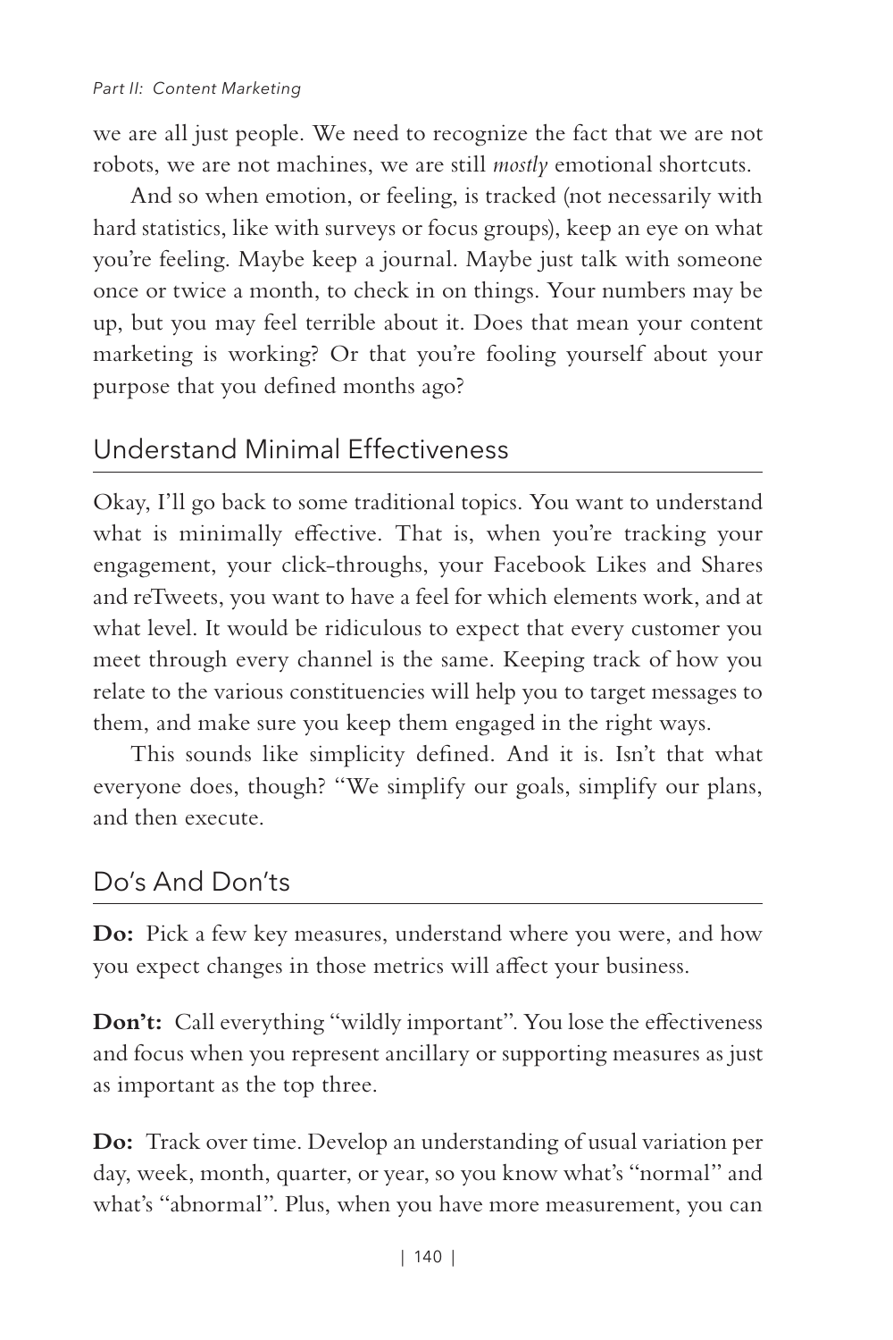we are all just people. We need to recognize the fact that we are not robots, we are not machines, we are still *mostly* emotional shortcuts.

And so when emotion, or feeling, is tracked (not necessarily with hard statistics, like with surveys or focus groups), keep an eye on what you're feeling. Maybe keep a journal. Maybe just talk with someone once or twice a month, to check in on things. Your numbers may be up, but you may feel terrible about it. Does that mean your content marketing is working? Or that you're fooling yourself about your purpose that you defined months ago?

## Understand Minimal Effectiveness

Okay, I'll go back to some traditional topics. You want to understand what is minimally effective. That is, when you're tracking your engagement, your click-throughs, your Facebook Likes and Shares and reTweets, you want to have a feel for which elements work, and at what level. It would be ridiculous to expect that every customer you meet through every channel is the same. Keeping track of how you relate to the various constituencies will help you to target messages to them, and make sure you keep them engaged in the right ways.

This sounds like simplicity defined. And it is. Isn't that what everyone does, though? "We simplify our goals, simplify our plans, and then execute.

## Do's And Don'ts

**Do:** Pick a few key measures, understand where you were, and how you expect changes in those metrics will affect your business.

**Don't:** Call everything "wildly important". You lose the effectiveness and focus when you represent ancillary or supporting measures as just as important as the top three.

**Do:** Track over time. Develop an understanding of usual variation per day, week, month, quarter, or year, so you know what's "normal" and what's "abnormal". Plus, when you have more measurement, you can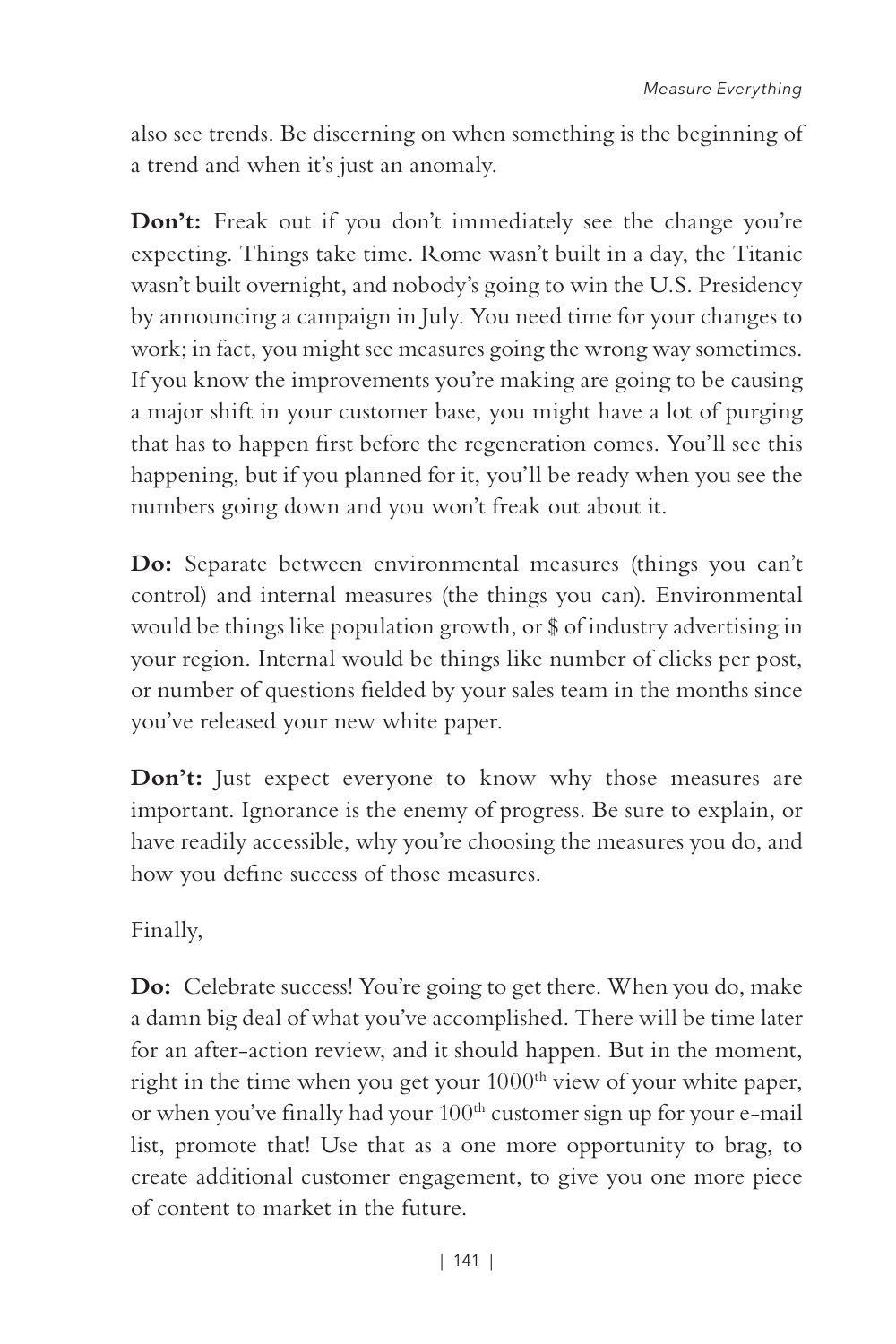also see trends. Be discerning on when something is the beginning of a trend and when it's just an anomaly.

**Don't:** Freak out if you don't immediately see the change you're expecting. Things take time. Rome wasn't built in a day, the Titanic wasn't built overnight, and nobody's going to win the U.S. Presidency by announcing a campaign in July. You need time for your changes to work; in fact, you might see measures going the wrong way sometimes. If you know the improvements you're making are going to be causing a major shift in your customer base, you might have a lot of purging that has to happen first before the regeneration comes. You'll see this happening, but if you planned for it, you'll be ready when you see the numbers going down and you won't freak out about it.

**Do:** Separate between environmental measures (things you can't control) and internal measures (the things you can). Environmental would be things like population growth, or $ of industry advertising in your region. Internal would be things like number of clicks per post, or number of questions fielded by your sales team in the months since you've released your new white paper.

**Don't:** Just expect everyone to know why those measures are important. Ignorance is the enemy of progress. Be sure to explain, or have readily accessible, why you're choosing the measures you do, and how you define success of those measures.

Finally,

**Do:** Celebrate success! You're going to get there. When you do, make a damn big deal of what you've accomplished. There will be time later for an after-action review, and it should happen. But in the moment, right in the time when you get your 1000th view of your white paper, or when you've finally had your 100th customer sign up for your e-mail list, promote that! Use that as a one more opportunity to brag, to create additional customer engagement, to give you one more piece of content to market in the future.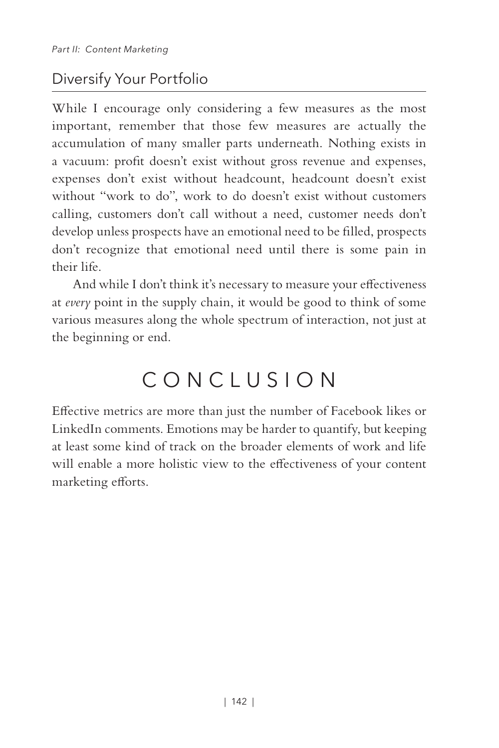## Diversify Your Portfolio

While I encourage only considering a few measures as the most important, remember that those few measures are actually the accumulation of many smaller parts underneath. Nothing exists in a vacuum: profit doesn't exist without gross revenue and expenses, expenses don't exist without headcount, headcount doesn't exist without "work to do", work to do doesn't exist without customers calling, customers don't call without a need, customer needs don't develop unless prospects have an emotional need to be filled, prospects don't recognize that emotional need until there is some pain in their life.

And while I don't think it's necessary to measure your effectiveness at *every* point in the supply chain, it would be good to think of some various measures along the whole spectrum of interaction, not just at the beginning or end.

# CONCLUSION

Effective metrics are more than just the number of Facebook likes or LinkedIn comments. Emotions may be harder to quantify, but keeping at least some kind of track on the broader elements of work and life will enable a more holistic view to the effectiveness of your content marketing efforts.